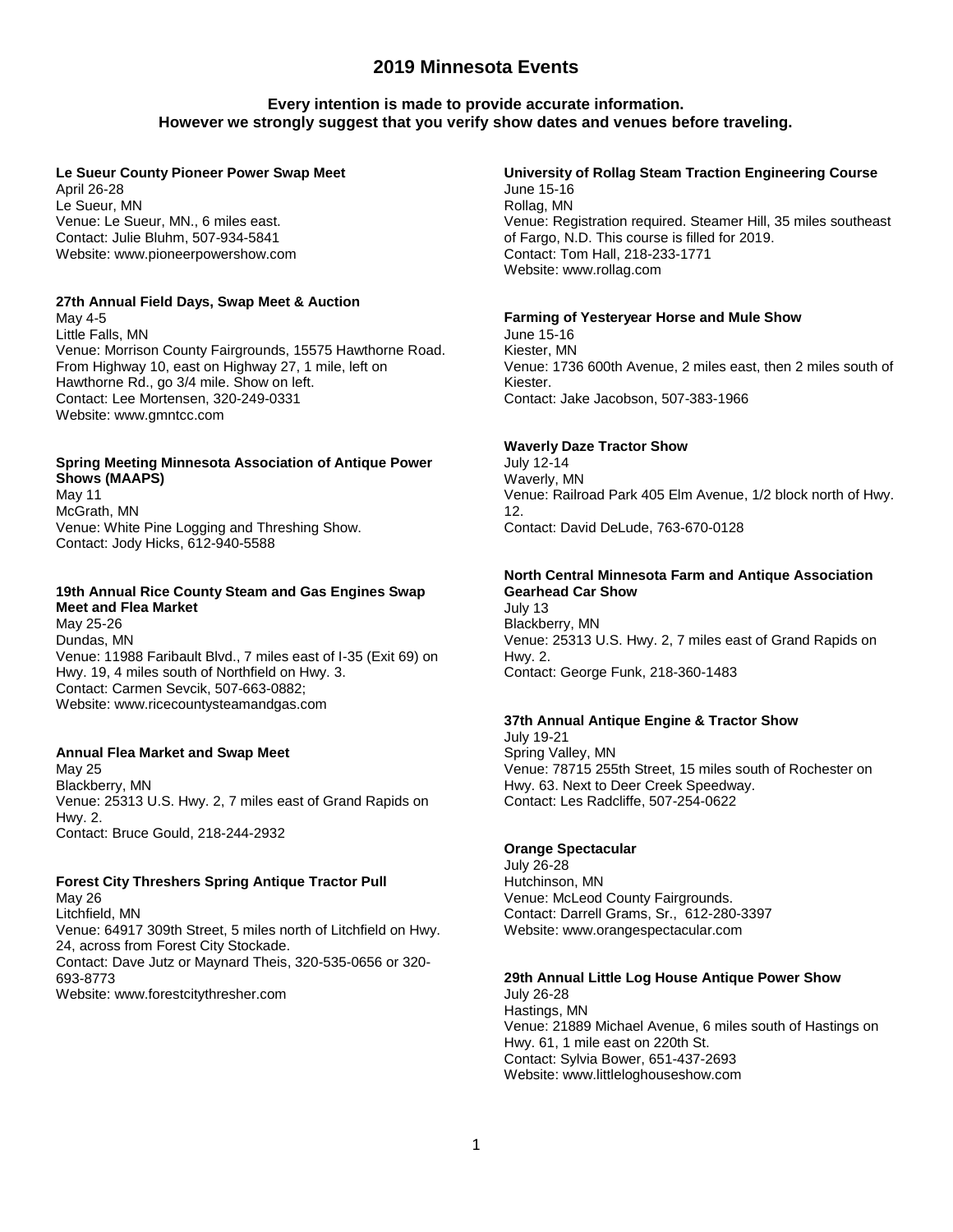# 2019 Minnesota Events

**Every intention is made to provide accurate information.
However we strongly suggest that you verify show dates and venues before traveling.**

**Le Sueur County Pioneer Power Swap Meet**
April 26-28
Le Sueur, MN
Venue: Le Sueur, MN., 6 miles east.
Contact: Julie Bluhm, 507-934-5841
Website: www.pioneerpowershow.com

**27th Annual Field Days, Swap Meet & Auction**
May 4-5
Little Falls, MN
Venue: Morrison County Fairgrounds, 15575 Hawthorne Road. From Highway 10, east on Highway 27, 1 mile, left on Hawthorne Rd., go 3/4 mile. Show on left.
Contact: Lee Mortensen, 320-249-0331
Website: www.gmntcc.com

**Spring Meeting Minnesota Association of Antique Power Shows (MAAPS)**
May 11
McGrath, MN
Venue: White Pine Logging and Threshing Show.
Contact: Jody Hicks, 612-940-5588

**19th Annual Rice County Steam and Gas Engines Swap Meet and Flea Market**
May 25-26
Dundas, MN
Venue: 11988 Faribault Blvd., 7 miles east of I-35 (Exit 69) on Hwy. 19, 4 miles south of Northfield on Hwy. 3.
Contact: Carmen Sevcik, 507-663-0882;
Website: www.ricecountysteamandgas.com

**Annual Flea Market and Swap Meet**
May 25
Blackberry, MN
Venue: 25313 U.S. Hwy. 2, 7 miles east of Grand Rapids on Hwy. 2.
Contact: Bruce Gould, 218-244-2932

**Forest City Threshers Spring Antique Tractor Pull**
May 26
Litchfield, MN
Venue: 64917 309th Street, 5 miles north of Litchfield on Hwy. 24, across from Forest City Stockade.
Contact: Dave Jutz or Maynard Theis, 320-535-0656 or 320-693-8773
Website: www.forestcitythresher.com

**University of Rollag Steam Traction Engineering Course**
June 15-16
Rollag, MN
Venue: Registration required. Steamer Hill, 35 miles southeast of Fargo, N.D. This course is filled for 2019.
Contact: Tom Hall, 218-233-1771
Website: www.rollag.com

**Farming of Yesteryear Horse and Mule Show**
June 15-16
Kiester, MN
Venue: 1736 600th Avenue, 2 miles east, then 2 miles south of Kiester.
Contact: Jake Jacobson, 507-383-1966

**Waverly Daze Tractor Show**
July 12-14
Waverly, MN
Venue: Railroad Park 405 Elm Avenue, 1/2 block north of Hwy. 12.
Contact: David DeLude, 763-670-0128

**North Central Minnesota Farm and Antique Association Gearhead Car Show**
July 13
Blackberry, MN
Venue: 25313 U.S. Hwy. 2, 7 miles east of Grand Rapids on Hwy. 2.
Contact: George Funk, 218-360-1483

**37th Annual Antique Engine & Tractor Show**
July 19-21
Spring Valley, MN
Venue: 78715 255th Street, 15 miles south of Rochester on Hwy. 63. Next to Deer Creek Speedway.
Contact: Les Radcliffe, 507-254-0622

**Orange Spectacular**
July 26-28
Hutchinson, MN
Venue: McLeod County Fairgrounds.
Contact: Darrell Grams, Sr., 612-280-3397
Website: www.orangespectacular.com

**29th Annual Little Log House Antique Power Show**
July 26-28
Hastings, MN
Venue: 21889 Michael Avenue, 6 miles south of Hastings on Hwy. 61, 1 mile east on 220th St.
Contact: Sylvia Bower, 651-437-2693
Website: www.littleloghouseshow.com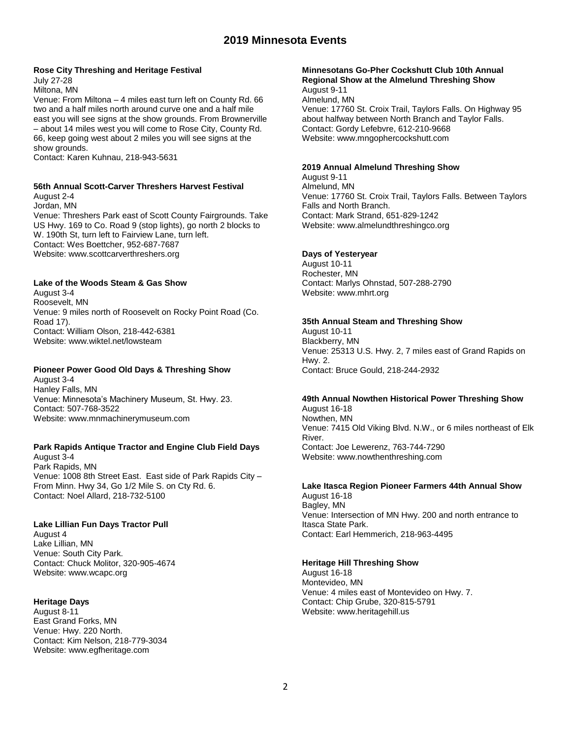# 2019 Minnesota Events

**Rose City Threshing and Heritage Festival**
July 27-28
Miltona, MN
Venue: From Miltona – 4 miles east turn left on County Rd. 66 two and a half miles north around curve one and a half mile east you will see signs at the show grounds. From Brownerville – about 14 miles west you will come to Rose City, County Rd. 66, keep going west about 2 miles you will see signs at the show grounds.
Contact: Karen Kuhnau, 218-943-5631

**56th Annual Scott-Carver Threshers Harvest Festival**
August 2-4
Jordan, MN
Venue: Threshers Park east of Scott County Fairgrounds. Take US Hwy. 169 to Co. Road 9 (stop lights), go north 2 blocks to W. 190th St, turn left to Fairview Lane, turn left.
Contact: Wes Boettcher, 952-687-7687
Website: www.scottcarverthreshers.org

**Lake of the Woods Steam & Gas Show**
August 3-4
Roosevelt, MN
Venue: 9 miles north of Roosevelt on Rocky Point Road (Co. Road 17).
Contact: William Olson, 218-442-6381
Website: www.wiktel.net/lowsteam

**Pioneer Power Good Old Days & Threshing Show**
August 3-4
Hanley Falls, MN
Venue: Minnesota's Machinery Museum, St. Hwy. 23.
Contact: 507-768-3522
Website: www.mnmachinerymuseum.com

**Park Rapids Antique Tractor and Engine Club Field Days**
August 3-4
Park Rapids, MN
Venue: 1008 8th Street East. East side of Park Rapids City – From Minn. Hwy 34, Go 1/2 Mile S. on Cty Rd. 6.
Contact: Noel Allard, 218-732-5100

**Lake Lillian Fun Days Tractor Pull**
August 4
Lake Lillian, MN
Venue: South City Park.
Contact: Chuck Molitor, 320-905-4674
Website: www.wcapc.org

**Heritage Days**
August 8-11
East Grand Forks, MN
Venue: Hwy. 220 North.
Contact: Kim Nelson, 218-779-3034
Website: www.egfheritage.com

**Minnesotans Go-Pher Cockshutt Club 10th Annual Regional Show at the Almelund Threshing Show**
August 9-11
Almelund, MN
Venue: 17760 St. Croix Trail, Taylors Falls. On Highway 95 about halfway between North Branch and Taylor Falls.
Contact: Gordy Lefebvre, 612-210-9668
Website: www.mngophercockshutt.com

**2019 Annual Almelund Threshing Show**
August 9-11
Almelund, MN
Venue: 17760 St. Croix Trail, Taylors Falls. Between Taylors Falls and North Branch.
Contact: Mark Strand, 651-829-1242
Website: www.almelundthreshingco.org

**Days of Yesteryear**
August 10-11
Rochester, MN
Contact: Marlys Ohnstad, 507-288-2790
Website: www.mhrt.org

**35th Annual Steam and Threshing Show**
August 10-11
Blackberry, MN
Venue: 25313 U.S. Hwy. 2, 7 miles east of Grand Rapids on Hwy. 2.
Contact: Bruce Gould, 218-244-2932

**49th Annual Nowthen Historical Power Threshing Show**
August 16-18
Nowthen, MN
Venue: 7415 Old Viking Blvd. N.W., or 6 miles northeast of Elk River.
Contact: Joe Lewerenz, 763-744-7290
Website: www.nowthenthreshing.com

**Lake Itasca Region Pioneer Farmers 44th Annual Show**
August 16-18
Bagley, MN
Venue: Intersection of MN Hwy. 200 and north entrance to Itasca State Park.
Contact: Earl Hemmerich, 218-963-4495

**Heritage Hill Threshing Show**
August 16-18
Montevideo, MN
Venue: 4 miles east of Montevideo on Hwy. 7.
Contact: Chip Grube, 320-815-5791
Website: www.heritagehill.us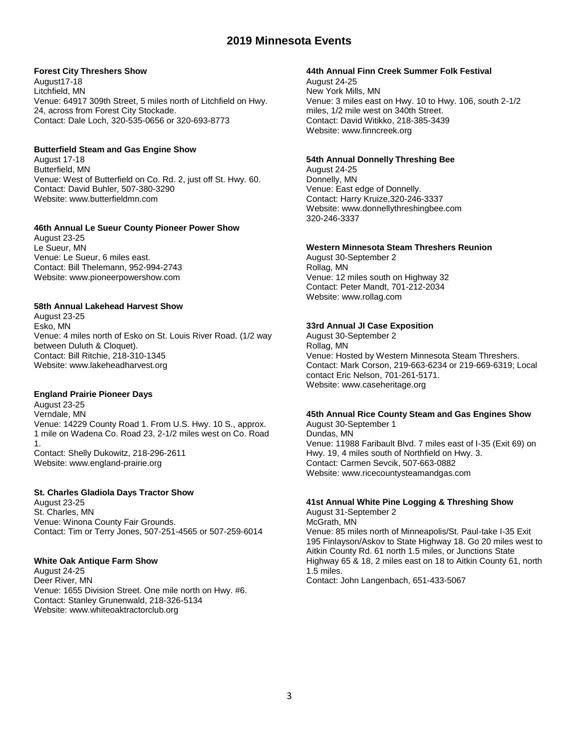# 2019 Minnesota Events

**Forest City Threshers Show**
August17-18
Litchfield, MN
Venue: 64917 309th Street, 5 miles north of Litchfield on Hwy. 24, across from Forest City Stockade.
Contact: Dale Loch, 320-535-0656 or 320-693-8773

**Butterfield Steam and Gas Engine Show**
August 17-18
Butterfield, MN
Venue: West of Butterfield on Co. Rd. 2, just off St. Hwy. 60.
Contact: David Buhler, 507-380-3290
Website: www.butterfieldmn.com

**46th Annual Le Sueur County Pioneer Power Show**
August 23-25
Le Sueur, MN
Venue: Le Sueur, 6 miles east.
Contact: Bill Thelemann, 952-994-2743
Website: www.pioneerpowershow.com

**58th Annual Lakehead Harvest Show**
August 23-25
Esko, MN
Venue: 4 miles north of Esko on St. Louis River Road. (1/2 way between Duluth & Cloquet).
Contact: Bill Ritchie, 218-310-1345
Website: www.lakeheadharvest.org

**England Prairie Pioneer Days**
August 23-25
Verndale, MN
Venue: 14229 County Road 1. From U.S. Hwy. 10 S., approx. 1 mile on Wadena Co. Road 23, 2-1/2 miles west on Co. Road 1.
Contact: Shelly Dukowitz, 218-296-2611
Website: www.england-prairie.org

**St. Charles Gladiola Days Tractor Show**
August 23-25
St. Charles, MN
Venue: Winona County Fair Grounds.
Contact: Tim or Terry Jones, 507-251-4565 or 507-259-6014

**White Oak Antique Farm Show**
August 24-25
Deer River, MN
Venue: 1655 Division Street. One mile north on Hwy. #6.
Contact: Stanley Grunenwald, 218-326-5134
Website: www.whiteoaktractorclub.org

**44th Annual Finn Creek Summer Folk Festival**
August 24-25
New York Mills, MN
Venue: 3 miles east on Hwy. 10 to Hwy. 106, south 2-1/2 miles, 1/2 mile west on 340th Street.
Contact: David Witikko, 218-385-3439
Website: www.finncreek.org

**54th Annual Donnelly Threshing Bee**
August 24-25
Donnelly, MN
Venue: East edge of Donnelly.
Contact: Harry Kruize,320-246-3337
Website: www.donnellythreshingbee.com
320-246-3337

**Western Minnesota Steam Threshers Reunion**
August 30-September 2
Rollag, MN
Venue: 12 miles south on Highway 32
Contact: Peter Mandt, 701-212-2034
Website: www.rollag.com

**33rd Annual JI Case Exposition**
August 30-September 2
Rollag, MN
Venue: Hosted by Western Minnesota Steam Threshers.
Contact: Mark Corson, 219-663-6234 or 219-669-6319; Local contact Eric Nelson, 701-261-5171.
Website: www.caseheritage.org

**45th Annual Rice County Steam and Gas Engines Show**
August 30-September 1
Dundas, MN
Venue: 11988 Faribault Blvd. 7 miles east of I-35 (Exit 69) on Hwy. 19, 4 miles south of Northfield on Hwy. 3.
Contact: Carmen Sevcik, 507-663-0882
Website: www.ricecountysteamandgas.com

**41st Annual White Pine Logging & Threshing Show**
August 31-September 2
McGrath, MN
Venue: 85 miles north of Minneapolis/St. Paul-take I-35 Exit 195 Finlayson/Askov to State Highway 18. Go 20 miles west to Aitkin County Rd. 61 north 1.5 miles, or Junctions State Highway 65 & 18, 2 miles east on 18 to Aitkin County 61, north 1.5 miles.
Contact: John Langenbach, 651-433-5067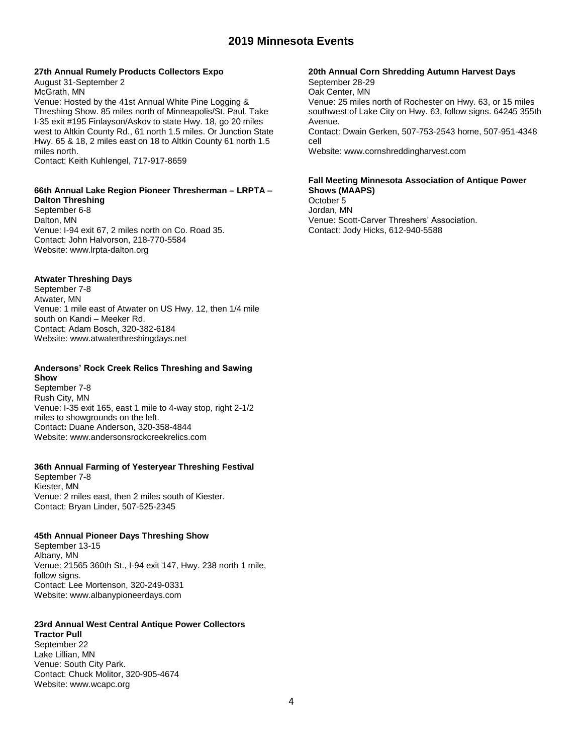# 2019 Minnesota Events

**27th Annual Rumely Products Collectors Expo**
August 31-September 2
McGrath, MN
Venue: Hosted by the 41st Annual White Pine Logging & Threshing Show. 85 miles north of Minneapolis/St. Paul. Take I-35 exit #195 Finlayson/Askov to state Hwy. 18, go 20 miles west to Altkin County Rd., 61 north 1.5 miles. Or Junction State Hwy. 65 & 18, 2 miles east on 18 to Altkin County 61 north 1.5 miles north.
Contact: Keith Kuhlengel, 717-917-8659

**66th Annual Lake Region Pioneer Thresherman – LRPTA – Dalton Threshing**
September 6-8
Dalton, MN
Venue: I-94 exit 67, 2 miles north on Co. Road 35.
Contact: John Halvorson, 218-770-5584
Website: www.lrpta-dalton.org

**Atwater Threshing Days**
September 7-8
Atwater, MN
Venue: 1 mile east of Atwater on US Hwy. 12, then 1/4 mile south on Kandi – Meeker Rd.
Contact: Adam Bosch, 320-382-6184
Website: www.atwaterthreshingdays.net

**Andersons' Rock Creek Relics Threshing and Sawing Show**
September 7-8
Rush City, MN
Venue: I-35 exit 165, east 1 mile to 4-way stop, right 2-1/2 miles to showgrounds on the left.
Contact**:** Duane Anderson, 320-358-4844
Website: www.andersonsrockcreekrelics.com

**36th Annual Farming of Yesteryear Threshing Festival**
September 7-8
Kiester, MN
Venue: 2 miles east, then 2 miles south of Kiester.
Contact: Bryan Linder, 507-525-2345

**45th Annual Pioneer Days Threshing Show**
September 13-15
Albany, MN
Venue: 21565 360th St., I-94 exit 147, Hwy. 238 north 1 mile, follow signs.
Contact: Lee Mortenson, 320-249-0331
Website: www.albanypioneerdays.com

**23rd Annual West Central Antique Power Collectors Tractor Pull**
September 22
Lake Lillian, MN
Venue: South City Park.
Contact: Chuck Molitor, 320-905-4674
Website: www.wcapc.org

**20th Annual Corn Shredding Autumn Harvest Days**
September 28-29
Oak Center, MN
Venue: 25 miles north of Rochester on Hwy. 63, or 15 miles southwest of Lake City on Hwy. 63, follow signs. 64245 355th Avenue.
Contact: Dwain Gerken, 507-753-2543 home, 507-951-4348 cell
Website: www.cornshreddingharvest.com

**Fall Meeting Minnesota Association of Antique Power Shows (MAAPS)**
October 5
Jordan, MN
Venue: Scott-Carver Threshers' Association.
Contact: Jody Hicks, 612-940-5588